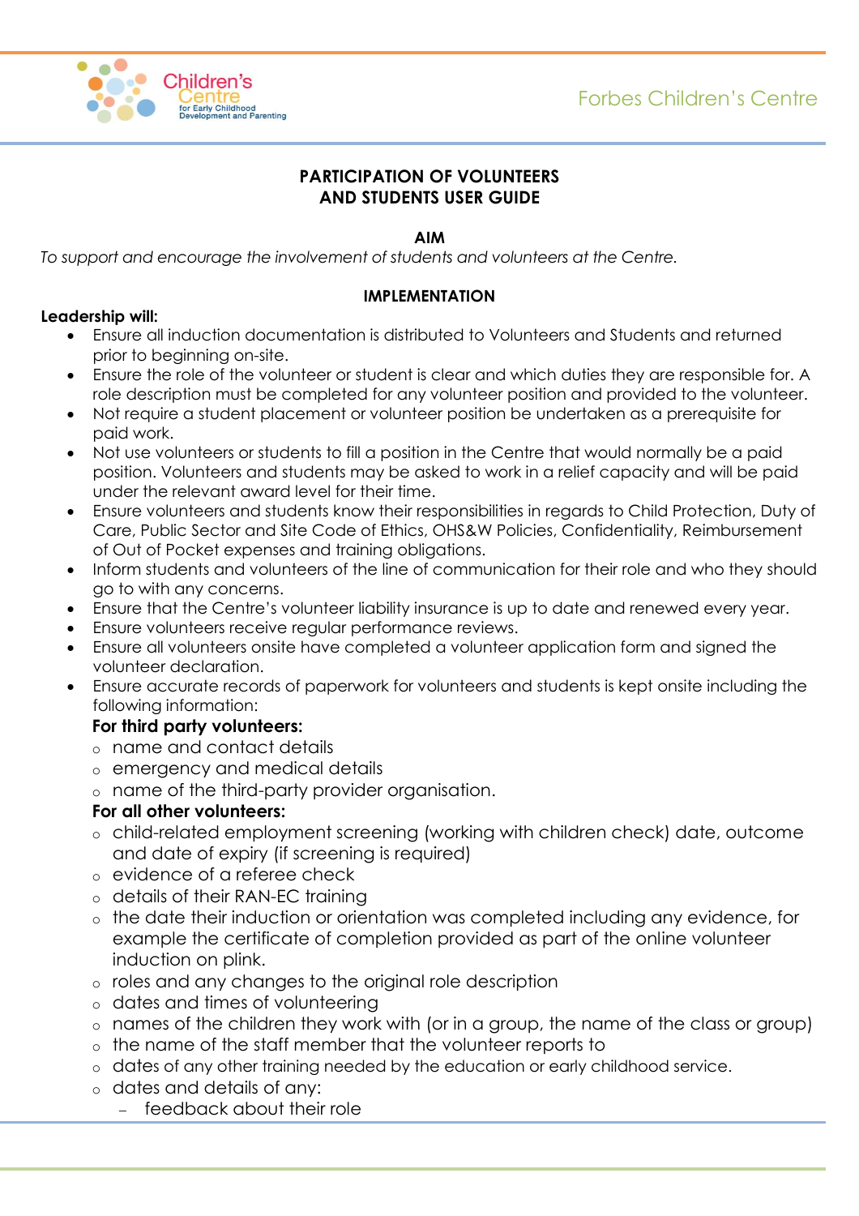# PARTICIPATION OF VOLUNTEERS AND STUDENTS USER GUIDE

## AIM

*To support and encourage the involvement of students and volunteers at the Centre.*

## IMPLEMENTATION

**Leadership will:**

- Ensure all induction documentation is distributed to Volunteers and Students and returned prior to beginning on-site.
- Ensure the role of the volunteer or student is clear and which duties they are responsible for. A role description must be completed for any volunteer position and provided to the volunteer.
- Not require a student placement or volunteer position be undertaken as a prerequisite for paid work.
- Not use volunteers or students to fill a position in the Centre that would normally be a paid position. Volunteers and students may be asked to work in a relief capacity and will be paid under the relevant award level for their time.
- Ensure volunteers and students know their responsibilities in regards to Child Protection, Duty of Care, Public Sector and Site Code of Ethics, OHS&W Policies, Confidentiality, Reimbursement of Out of Pocket expenses and training obligations.
- Inform students and volunteers of the line of communication for their role and who they should go to with any concerns.
- Ensure that the Centre's volunteer liability insurance is up to date and renewed every year.
- Ensure volunteers receive regular performance reviews.
- Ensure all volunteers onsite have completed a volunteer application form and signed the volunteer declaration.
- Ensure accurate records of paperwork for volunteers and students is kept onsite including the following information:

  **For third party volunteers:**
  - name and contact details
  - emergency and medical details
  - name of the third-party provider organisation.

  **For all other volunteers:**
  - child-related employment screening (working with children check) date, outcome and date of expiry (if screening is required)
  - evidence of a referee check
  - details of their RAN-EC training
  - the date their induction or orientation was completed including any evidence, for example the certificate of completion provided as part of the online volunteer induction on plink.
  - roles and any changes to the original role description
  - dates and times of volunteering
  - names of the children they work with (or in a group, the name of the class or group)
  - the name of the staff member that the volunteer reports to
  - dates of any other training needed by the education or early childhood service.
  - dates and details of any:
    - feedback about their role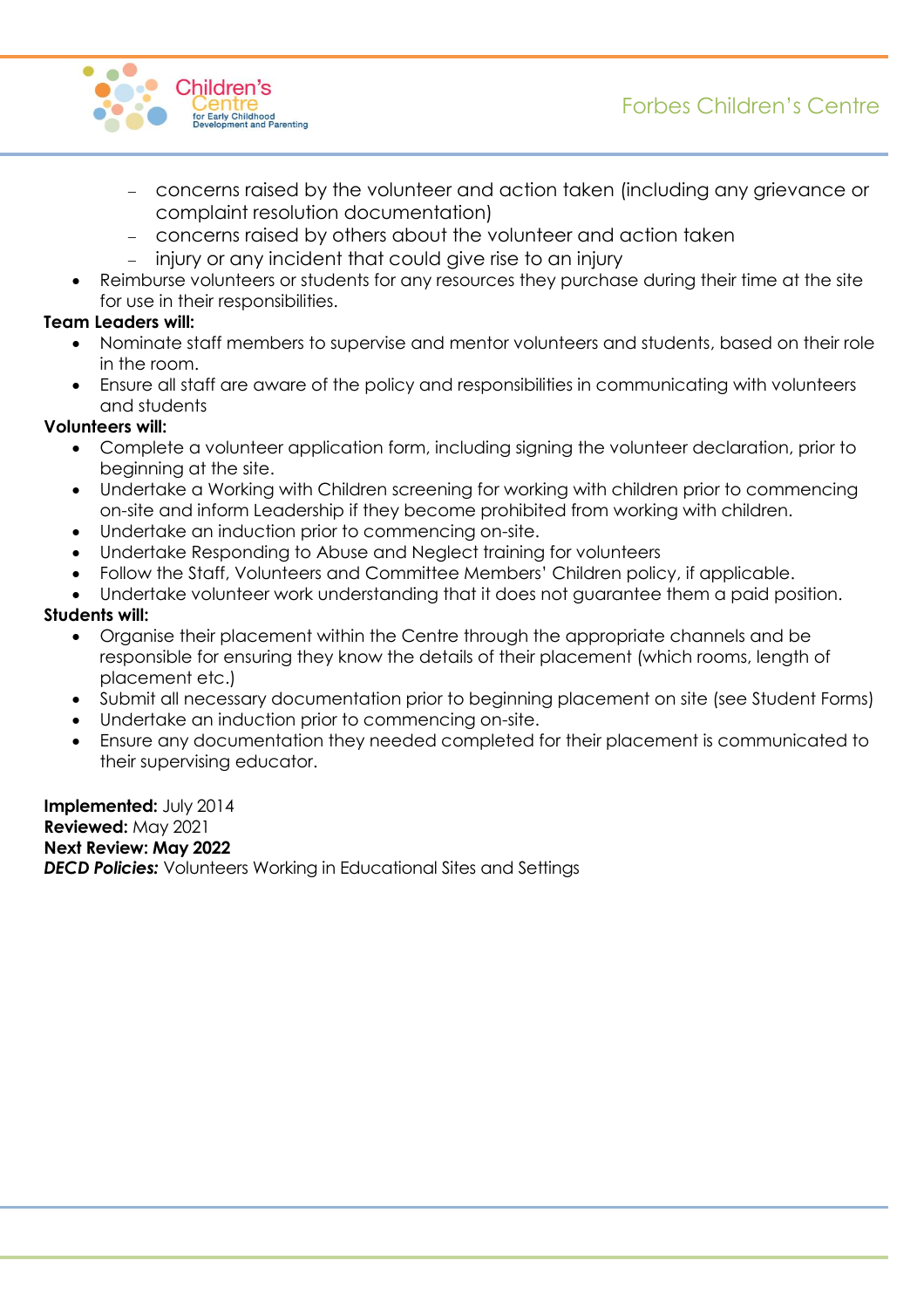- concerns raised by the volunteer and action taken (including any grievance or complaint resolution documentation)
  - concerns raised by others about the volunteer and action taken
  - injury or any incident that could give rise to an injury
- Reimburse volunteers or students for any resources they purchase during their time at the site for use in their responsibilities.

**Team Leaders will:**

- Nominate staff members to supervise and mentor volunteers and students, based on their role in the room.
- Ensure all staff are aware of the policy and responsibilities in communicating with volunteers and students

**Volunteers will:**

- Complete a volunteer application form, including signing the volunteer declaration, prior to beginning at the site.
- Undertake a Working with Children screening for working with children prior to commencing on-site and inform Leadership if they become prohibited from working with children.
- Undertake an induction prior to commencing on-site.
- Undertake Responding to Abuse and Neglect training for volunteers
- Follow the Staff, Volunteers and Committee Members' Children policy, if applicable.
- Undertake volunteer work understanding that it does not guarantee them a paid position.

**Students will:**

- Organise their placement within the Centre through the appropriate channels and be responsible for ensuring they know the details of their placement (which rooms, length of placement etc.)
- Submit all necessary documentation prior to beginning placement on site (see Student Forms)
- Undertake an induction prior to commencing on-site.
- Ensure any documentation they needed completed for their placement is communicated to their supervising educator.

**Implemented:** July 2014
**Reviewed:** May 2021
**Next Review: May 2022**
***DECD Policies:*** Volunteers Working in Educational Sites and Settings